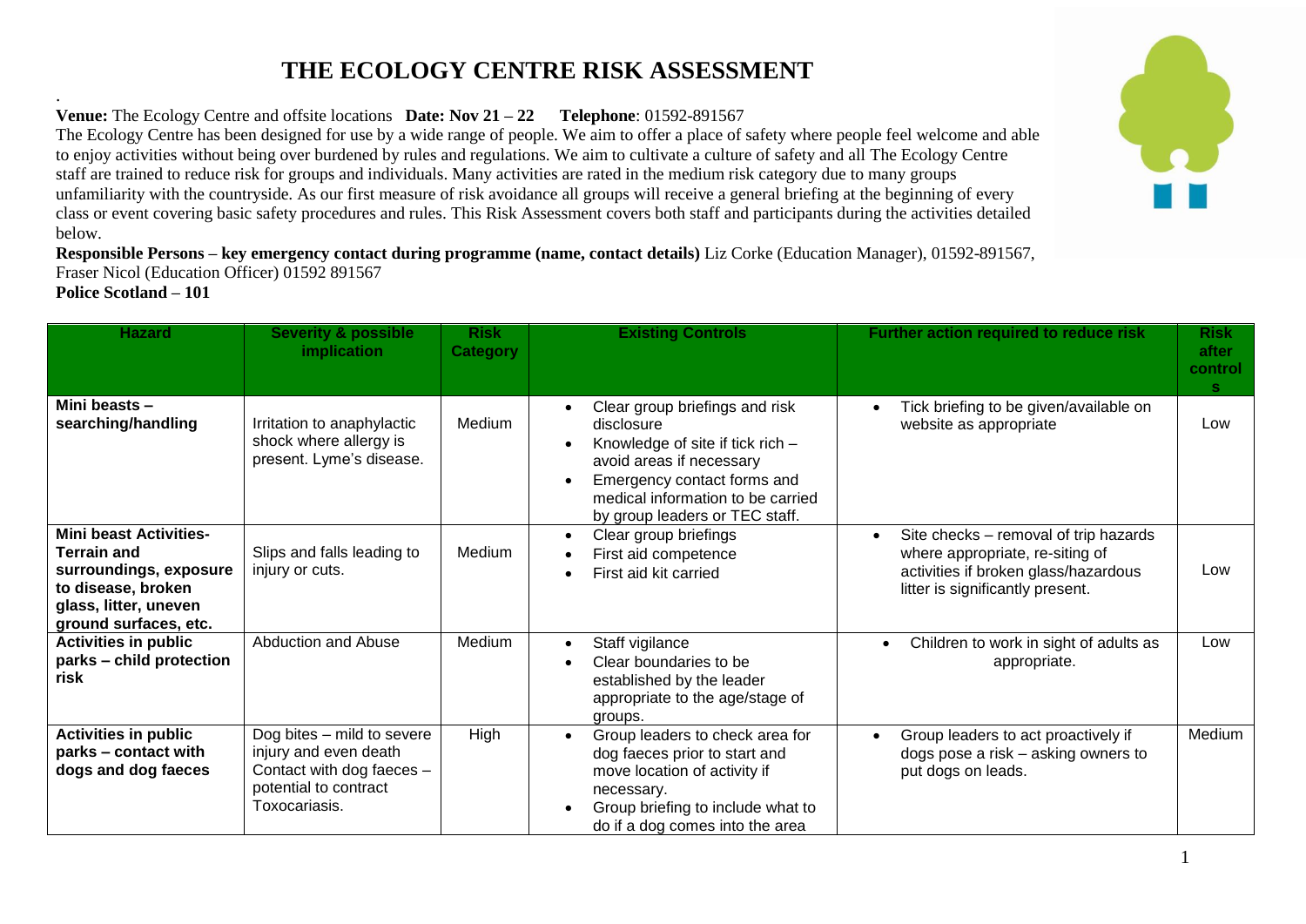# THE ECOLOGY CENTRE RISK ASSESSMENT

.

**Venue:** The Ecology Centre and offsite locations **Date: Nov 21 – 22** **Telephone**: 01592-891567

The Ecology Centre has been designed for use by a wide range of people. We aim to offer a place of safety where people feel welcome and able to enjoy activities without being over burdened by rules and regulations. We aim to cultivate a culture of safety and all The Ecology Centre staff are trained to reduce risk for groups and individuals. Many activities are rated in the medium risk category due to many groups unfamiliarity with the countryside. As our first measure of risk avoidance all groups will receive a general briefing at the beginning of every class or event covering basic safety procedures and rules. This Risk Assessment covers both staff and participants during the activities detailed below.

**Responsible Persons – key emergency contact during programme (name, contact details)** Liz Corke (Education Manager), 01592-891567, Fraser Nicol (Education Officer) 01592 891567

**Police Scotland – 101**

| Hazard | Severity & possible implication | Risk Category | Existing Controls | Further action required to reduce risk | Risk after controls |
|---|---|---|---|---|---|
| **Mini beasts – searching/handling** | Irritation to anaphylactic shock where allergy is present. Lyme's disease. | Medium | • Clear group briefings and risk disclosure<br>• Knowledge of site if tick rich – avoid areas if necessary<br>• Emergency contact forms and medical information to be carried by group leaders or TEC staff. | • Tick briefing to be given/available on website as appropriate | Low |
| **Mini beast Activities- Terrain and surroundings, exposure to disease, broken glass, litter, uneven ground surfaces, etc.** | Slips and falls leading to injury or cuts. | Medium | • Clear group briefings<br>• First aid competence<br>• First aid kit carried | • Site checks – removal of trip hazards where appropriate, re-siting of activities if broken glass/hazardous litter is significantly present. | Low |
| **Activities in public parks – child protection risk** | Abduction and Abuse | Medium | • Staff vigilance<br>• Clear boundaries to be established by the leader appropriate to the age/stage of groups. | • Children to work in sight of adults as appropriate. | Low |
| **Activities in public parks – contact with dogs and dog faeces** | Dog bites – mild to severe injury and even death<br>Contact with dog faeces – potential to contract Toxocariasis. | High | • Group leaders to check area for dog faeces prior to start and move location of activity if necessary.<br>• Group briefing to include what to do if a dog comes into the area | • Group leaders to act proactively if dogs pose a risk – asking owners to put dogs on leads. | Medium |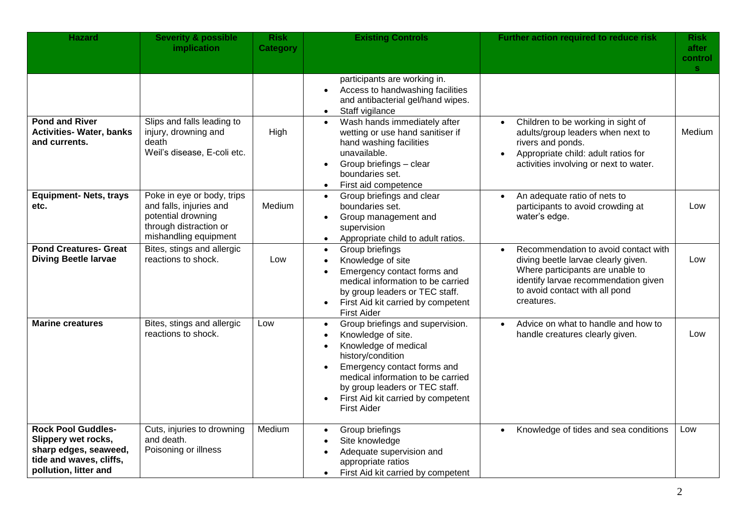| Hazard | Severity & possible implication | Risk Category | Existing Controls | Further action required to reduce risk | Risk after controls |
|---|---|---|---|---|---|
| | | | participants are working in.<br>• Access to handwashing facilities and antibacterial gel/hand wipes.<br>• Staff vigilance | | |
| **Pond and River Activities- Water, banks and currents.** | Slips and falls leading to injury, drowning and death<br>Weil's disease, E-coli etc. | High | • Wash hands immediately after wetting or use hand sanitiser if hand washing facilities unavailable.<br>• Group briefings – clear boundaries set.<br>• First aid competence | • Children to be working in sight of adults/group leaders when next to rivers and ponds.<br>• Appropriate child: adult ratios for activities involving or next to water. | Medium |
| **Equipment- Nets, trays etc.** | Poke in eye or body, trips and falls, injuries and potential drowning through distraction or mishandling equipment | Medium | • Group briefings and clear boundaries set.<br>• Group management and supervision<br>• Appropriate child to adult ratios. | • An adequate ratio of nets to participants to avoid crowding at water's edge. | Low |
| **Pond Creatures- Great Diving Beetle larvae** | Bites, stings and allergic reactions to shock. | Low | • Group briefings<br>• Knowledge of site<br>• Emergency contact forms and medical information to be carried by group leaders or TEC staff.<br>• First Aid kit carried by competent First Aider | • Recommendation to avoid contact with diving beetle larvae clearly given. Where participants are unable to identify larvae recommendation given to avoid contact with all pond creatures. | Low |
| **Marine creatures** | Bites, stings and allergic reactions to shock. | Low | • Group briefings and supervision.<br>• Knowledge of site.<br>• Knowledge of medical history/condition<br>• Emergency contact forms and medical information to be carried by group leaders or TEC staff.<br>• First Aid kit carried by competent First Aider | • Advice on what to handle and how to handle creatures clearly given. | Low |
| **Rock Pool Guddles- Slippery wet rocks, sharp edges, seaweed, tide and waves, cliffs, pollution, litter and** | Cuts, injuries to drowning and death.<br>Poisoning or illness | Medium | • Group briefings<br>• Site knowledge<br>• Adequate supervision and appropriate ratios<br>• First Aid kit carried by competent | • Knowledge of tides and sea conditions | Low |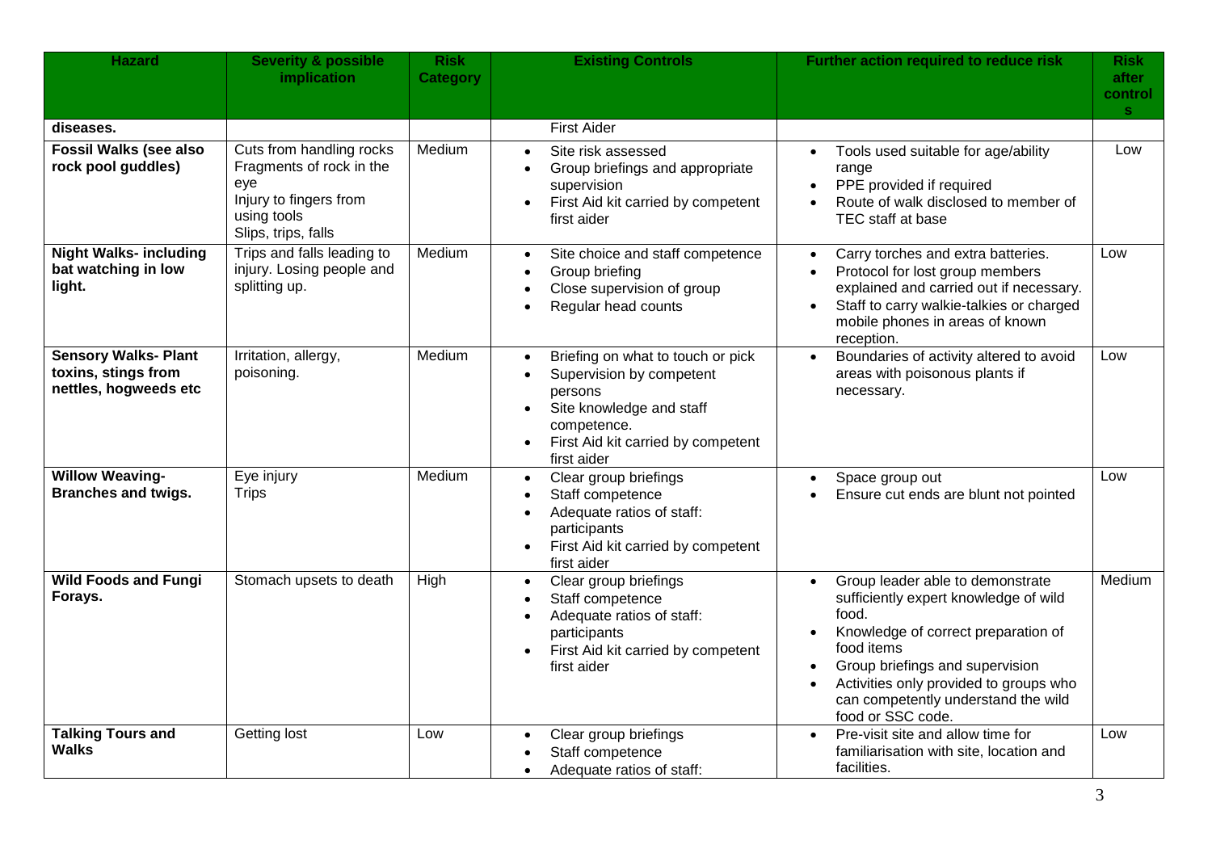| Hazard | Severity & possible implication | Risk Category | Existing Controls | Further action required to reduce risk | Risk after controls |
|---|---|---|---|---|---|
| **diseases.** | | | First Aider | | |
| **Fossil Walks (see also rock pool guddles)** | Cuts from handling rocks<br>Fragments of rock in the eye<br>Injury to fingers from using tools<br>Slips, trips, falls | Medium | • Site risk assessed<br>• Group briefings and appropriate supervision<br>• First Aid kit carried by competent first aider | • Tools used suitable for age/ability range<br>• PPE provided if required<br>• Route of walk disclosed to member of TEC staff at base | Low |
| **Night Walks- including bat watching in low light.** | Trips and falls leading to injury. Losing people and splitting up. | Medium | • Site choice and staff competence<br>• Group briefing<br>• Close supervision of group<br>• Regular head counts | • Carry torches and extra batteries.<br>• Protocol for lost group members explained and carried out if necessary.<br>• Staff to carry walkie-talkies or charged mobile phones in areas of known reception. | Low |
| **Sensory Walks- Plant toxins, stings from nettles, hogweeds etc** | Irritation, allergy, poisoning. | Medium | • Briefing on what to touch or pick<br>• Supervision by competent persons<br>• Site knowledge and staff competence.<br>• First Aid kit carried by competent first aider | • Boundaries of activity altered to avoid areas with poisonous plants if necessary. | Low |
| **Willow Weaving- Branches and twigs.** | Eye injury<br>Trips | Medium | • Clear group briefings<br>• Staff competence<br>• Adequate ratios of staff: participants<br>• First Aid kit carried by competent first aider | • Space group out<br>• Ensure cut ends are blunt not pointed | Low |
| **Wild Foods and Fungi Forays.** | Stomach upsets to death | High | • Clear group briefings<br>• Staff competence<br>• Adequate ratios of staff: participants<br>• First Aid kit carried by competent first aider | • Group leader able to demonstrate sufficiently expert knowledge of wild food.<br>• Knowledge of correct preparation of food items<br>• Group briefings and supervision<br>• Activities only provided to groups who can competently understand the wild food or SSC code. | Medium |
| **Talking Tours and Walks** | Getting lost | Low | • Clear group briefings<br>• Staff competence<br>• Adequate ratios of staff: | • Pre-visit site and allow time for familiarisation with site, location and facilities. | Low |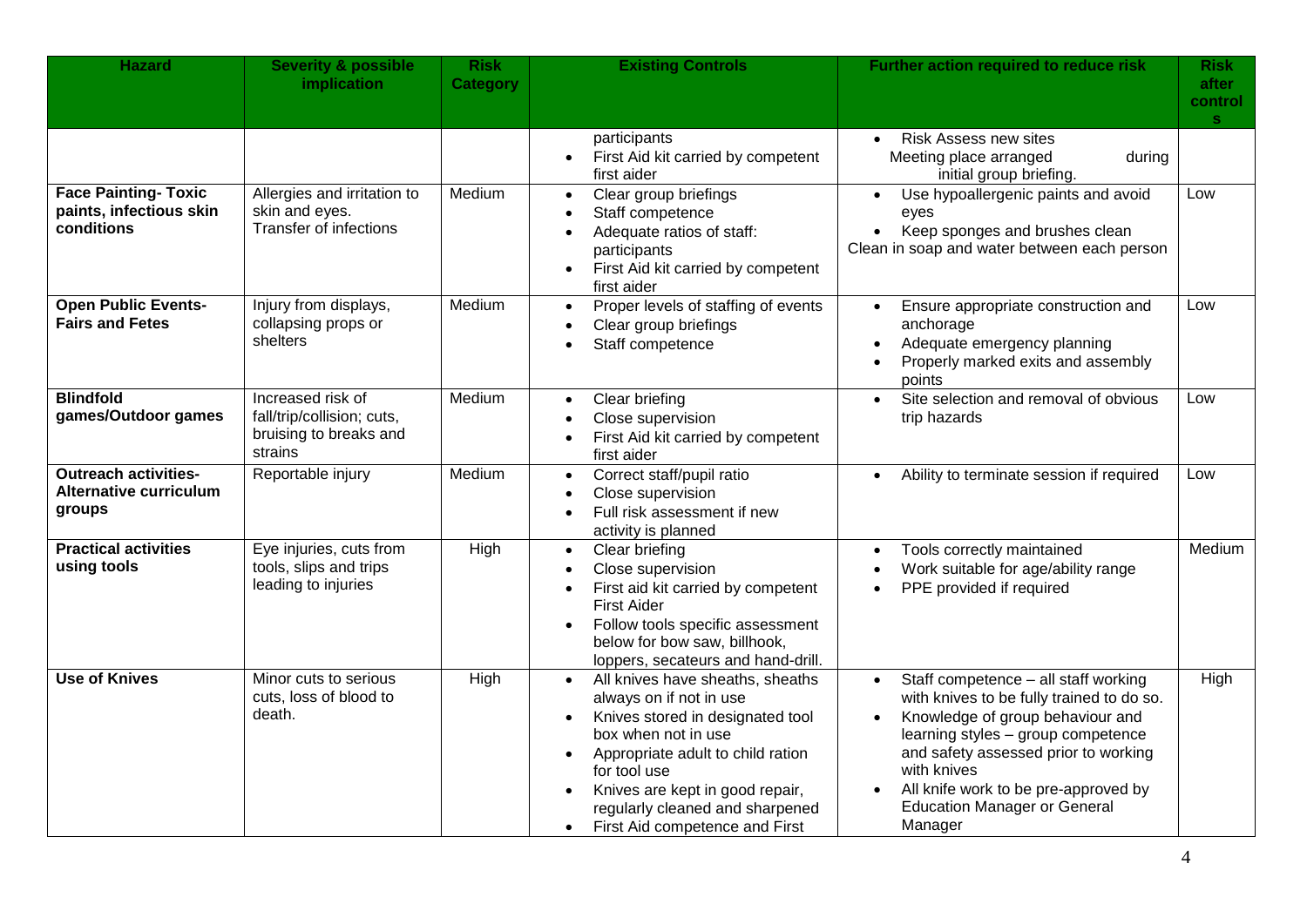| Hazard | Severity & possible implication | Risk Category | Existing Controls | Further action required to reduce risk | Risk after controls |
|---|---|---|---|---|---|
| | | | participants<br>• First Aid kit carried by competent first aider | • Risk Assess new sites<br>Meeting place arranged during initial group briefing. | |
| **Face Painting- Toxic paints, infectious skin conditions** | Allergies and irritation to skin and eyes.<br>Transfer of infections | Medium | • Clear group briefings<br>• Staff competence<br>• Adequate ratios of staff: participants<br>• First Aid kit carried by competent first aider | • Use hypoallergenic paints and avoid eyes<br>• Keep sponges and brushes clean<br>Clean in soap and water between each person | Low |
| **Open Public Events- Fairs and Fetes** | Injury from displays, collapsing props or shelters | Medium | • Proper levels of staffing of events<br>• Clear group briefings<br>• Staff competence | • Ensure appropriate construction and anchorage<br>• Adequate emergency planning<br>• Properly marked exits and assembly points | Low |
| **Blindfold games/Outdoor games** | Increased risk of fall/trip/collision; cuts, bruising to breaks and strains | Medium | • Clear briefing<br>• Close supervision<br>• First Aid kit carried by competent first aider | • Site selection and removal of obvious trip hazards | Low |
| **Outreach activities- Alternative curriculum groups** | Reportable injury | Medium | • Correct staff/pupil ratio<br>• Close supervision<br>• Full risk assessment if new activity is planned | • Ability to terminate session if required | Low |
| **Practical activities using tools** | Eye injuries, cuts from tools, slips and trips leading to injuries | High | • Clear briefing<br>• Close supervision<br>• First aid kit carried by competent First Aider<br>• Follow tools specific assessment below for bow saw, billhook, loppers, secateurs and hand-drill. | • Tools correctly maintained<br>• Work suitable for age/ability range<br>• PPE provided if required | Medium |
| **Use of Knives** | Minor cuts to serious cuts, loss of blood to death. | High | • All knives have sheaths, sheaths always on if not in use<br>• Knives stored in designated tool box when not in use<br>• Appropriate adult to child ration for tool use<br>• Knives are kept in good repair, regularly cleaned and sharpened<br>• First Aid competence and First | • Staff competence – all staff working with knives to be fully trained to do so.<br>• Knowledge of group behaviour and learning styles – group competence and safety assessed prior to working with knives<br>• All knife work to be pre-approved by Education Manager or General Manager | High |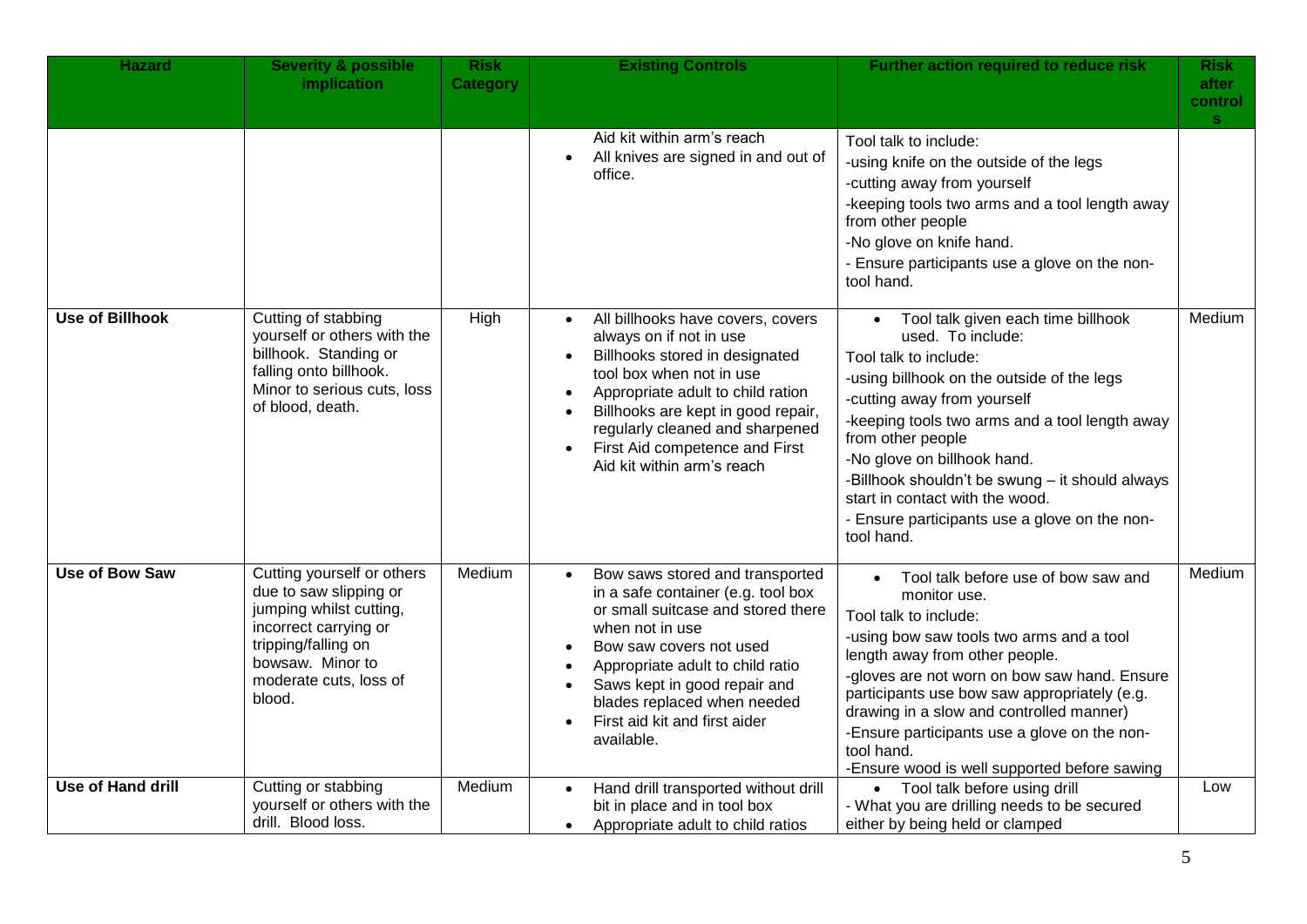| Hazard | Severity & possible implication | Risk Category | Existing Controls | Further action required to reduce risk | Risk after controls |
|---|---|---|---|---|---|
| | | | Aid kit within arm's reach<br>• All knives are signed in and out of office. | Tool talk to include:<br>-using knife on the outside of the legs<br>-cutting away from yourself<br>-keeping tools two arms and a tool length away from other people<br>-No glove on knife hand.<br>- Ensure participants use a glove on the non-tool hand. | |
| **Use of Billhook** | Cutting of stabbing yourself or others with the billhook. Standing or falling onto billhook. Minor to serious cuts, loss of blood, death. | High | • All billhooks have covers, covers always on if not in use<br>• Billhooks stored in designated tool box when not in use<br>• Appropriate adult to child ration<br>• Billhooks are kept in good repair, regularly cleaned and sharpened<br>• First Aid competence and First Aid kit within arm's reach | • Tool talk given each time billhook used. To include:<br>Tool talk to include:<br>-using billhook on the outside of the legs<br>-cutting away from yourself<br>-keeping tools two arms and a tool length away from other people<br>-No glove on billhook hand.<br>-Billhook shouldn't be swung – it should always start in contact with the wood.<br>- Ensure participants use a glove on the non-tool hand. | Medium |
| **Use of Bow Saw** | Cutting yourself or others due to saw slipping or jumping whilst cutting, incorrect carrying or tripping/falling on bowsaw. Minor to moderate cuts, loss of blood. | Medium | • Bow saws stored and transported in a safe container (e.g. tool box or small suitcase and stored there when not in use<br>• Bow saw covers not used<br>• Appropriate adult to child ratio<br>• Saws kept in good repair and blades replaced when needed<br>• First aid kit and first aider available. | • Tool talk before use of bow saw and monitor use.<br>Tool talk to include:<br>-using bow saw tools two arms and a tool length away from other people.<br>-gloves are not worn on bow saw hand. Ensure participants use bow saw appropriately (e.g. drawing in a slow and controlled manner)<br>-Ensure participants use a glove on the non-tool hand.<br>-Ensure wood is well supported before sawing | Medium |
| **Use of Hand drill** | Cutting or stabbing yourself or others with the drill. Blood loss. | Medium | • Hand drill transported without drill bit in place and in tool box<br>• Appropriate adult to child ratios | • Tool talk before using drill<br>- What you are drilling needs to be secured either by being held or clamped | Low |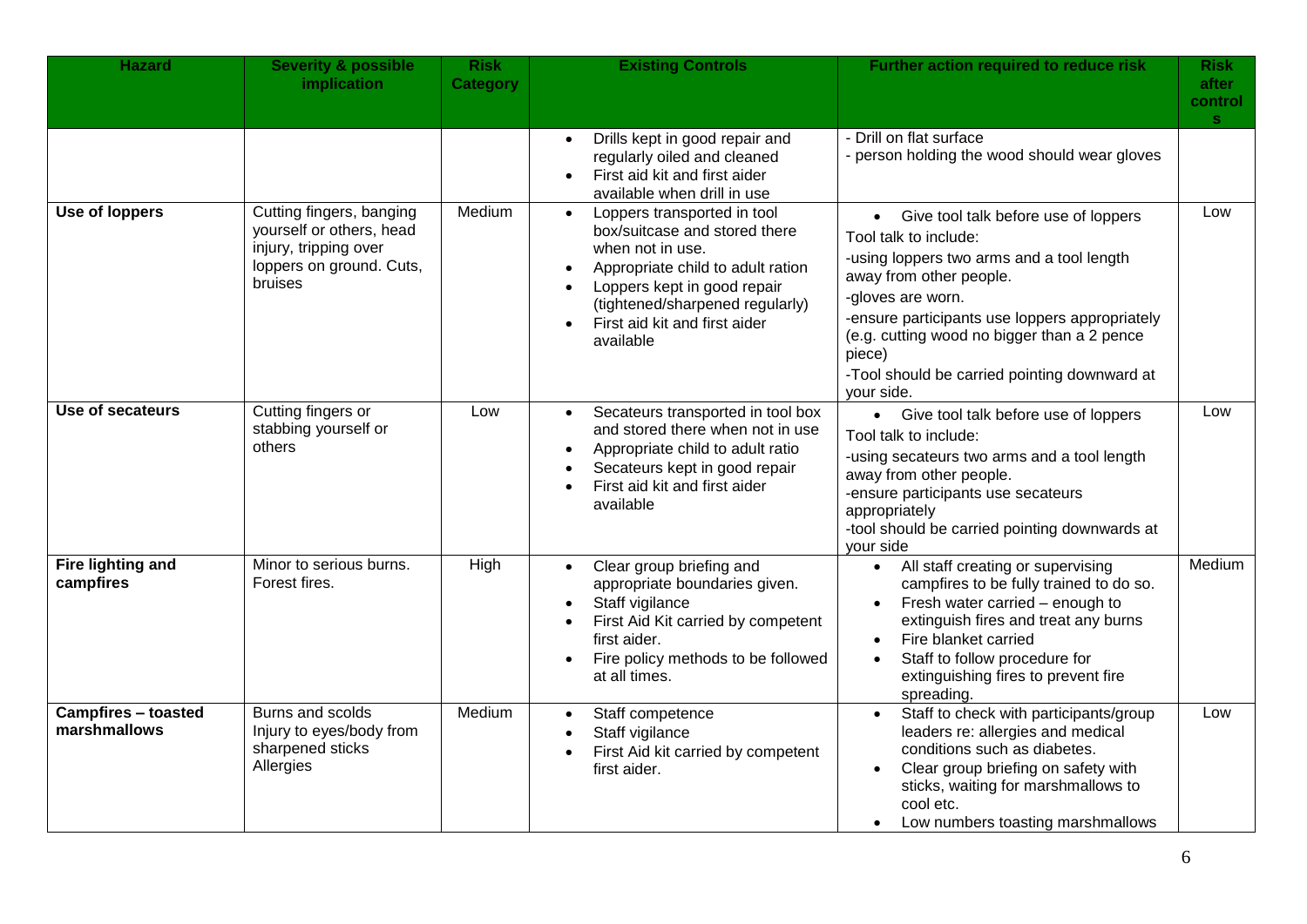| Hazard | Severity & possible implication | Risk Category | Existing Controls | Further action required to reduce risk | Risk after controls |
|---|---|---|---|---|---|
| | | | • Drills kept in good repair and regularly oiled and cleaned<br>• First aid kit and first aider available when drill in use | - Drill on flat surface<br>- person holding the wood should wear gloves | |
| **Use of loppers** | Cutting fingers, banging yourself or others, head injury, tripping over loppers on ground. Cuts, bruises | Medium | • Loppers transported in tool box/suitcase and stored there when not in use.<br>• Appropriate child to adult ration<br>• Loppers kept in good repair (tightened/sharpened regularly)<br>• First aid kit and first aider available | • Give tool talk before use of loppers<br>Tool talk to include:<br>-using loppers two arms and a tool length away from other people.<br>-gloves are worn.<br>-ensure participants use loppers appropriately (e.g. cutting wood no bigger than a 2 pence piece)<br>-Tool should be carried pointing downward at your side. | Low |
| **Use of secateurs** | Cutting fingers or stabbing yourself or others | Low | • Secateurs transported in tool box and stored there when not in use<br>• Appropriate child to adult ratio<br>• Secateurs kept in good repair<br>• First aid kit and first aider available | • Give tool talk before use of loppers<br>Tool talk to include:<br>-using secateurs two arms and a tool length away from other people.<br>-ensure participants use secateurs appropriately<br>-tool should be carried pointing downwards at your side | Low |
| **Fire lighting and campfires** | Minor to serious burns. Forest fires. | High | • Clear group briefing and appropriate boundaries given.<br>• Staff vigilance<br>• First Aid Kit carried by competent first aider.<br>• Fire policy methods to be followed at all times. | • All staff creating or supervising campfires to be fully trained to do so.<br>• Fresh water carried – enough to extinguish fires and treat any burns<br>• Fire blanket carried<br>• Staff to follow procedure for extinguishing fires to prevent fire spreading. | Medium |
| **Campfires – toasted marshmallows** | Burns and scolds<br>Injury to eyes/body from sharpened sticks<br>Allergies | Medium | • Staff competence<br>• Staff vigilance<br>• First Aid kit carried by competent first aider. | • Staff to check with participants/group leaders re: allergies and medical conditions such as diabetes.<br>• Clear group briefing on safety with sticks, waiting for marshmallows to cool etc.<br>• Low numbers toasting marshmallows | Low |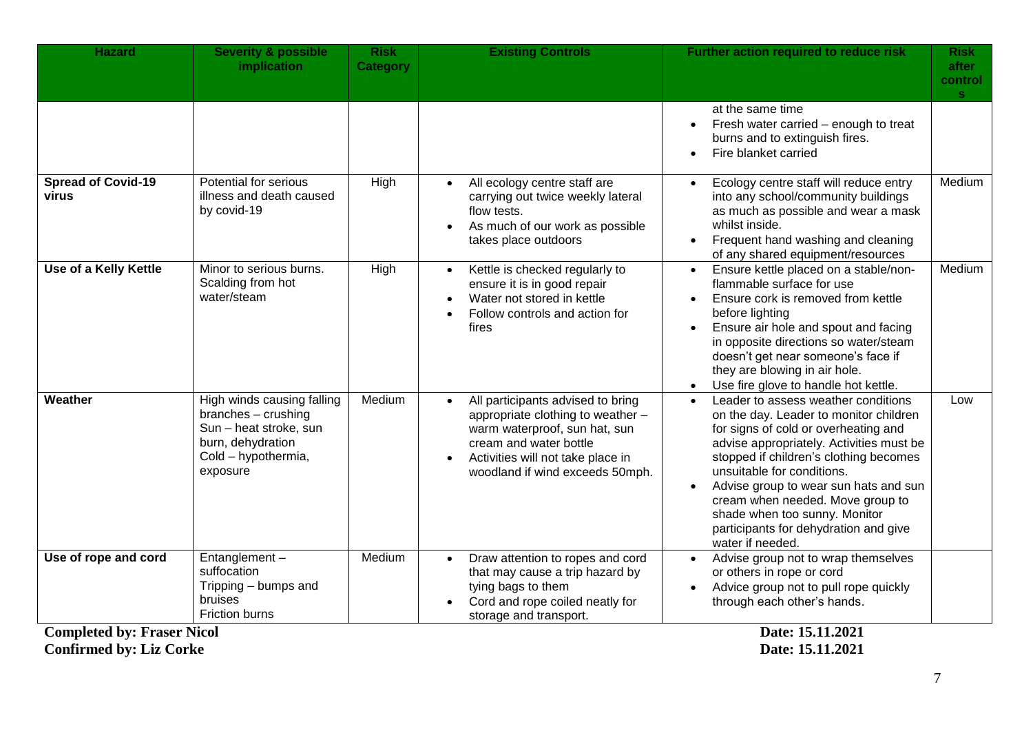| Hazard | Severity & possible implication | Risk Category | Existing Controls | Further action required to reduce risk | Risk after controls |
|---|---|---|---|---|---|
| | | | | at the same time<br>• Fresh water carried – enough to treat burns and to extinguish fires.<br>• Fire blanket carried | |
| **Spread of Covid-19 virus** | Potential for serious illness and death caused by covid-19 | High | • All ecology centre staff are carrying out twice weekly lateral flow tests.<br>• As much of our work as possible takes place outdoors | • Ecology centre staff will reduce entry into any school/community buildings as much as possible and wear a mask whilst inside.<br>• Frequent hand washing and cleaning of any shared equipment/resources | Medium |
| **Use of a Kelly Kettle** | Minor to serious burns. Scalding from hot water/steam | High | • Kettle is checked regularly to ensure it is in good repair<br>• Water not stored in kettle<br>• Follow controls and action for fires | • Ensure kettle placed on a stable/non-flammable surface for use<br>• Ensure cork is removed from kettle before lighting<br>• Ensure air hole and spout and facing in opposite directions so water/steam doesn't get near someone's face if they are blowing in air hole.<br>• Use fire glove to handle hot kettle. | Medium |
| **Weather** | High winds causing falling branches – crushing<br>Sun – heat stroke, sun burn, dehydration<br>Cold – hypothermia, exposure | Medium | • All participants advised to bring appropriate clothing to weather – warm waterproof, sun hat, sun cream and water bottle<br>• Activities will not take place in woodland if wind exceeds 50mph. | • Leader to assess weather conditions on the day. Leader to monitor children for signs of cold or overheating and advise appropriately. Activities must be stopped if children's clothing becomes unsuitable for conditions.<br>• Advise group to wear sun hats and sun cream when needed. Move group to shade when too sunny. Monitor participants for dehydration and give water if needed. | Low |
| **Use of rope and cord** | Entanglement – suffocation<br>Tripping – bumps and bruises<br>Friction burns | Medium | • Draw attention to ropes and cord that may cause a trip hazard by tying bags to them<br>• Cord and rope coiled neatly for storage and transport. | • Advise group not to wrap themselves or others in rope or cord<br>• Advice group not to pull rope quickly through each other's hands. | |

**Completed by: Fraser Nicol** **Date: 15.11.2021**

**Confirmed by: Liz Corke** **Date: 15.11.2021**